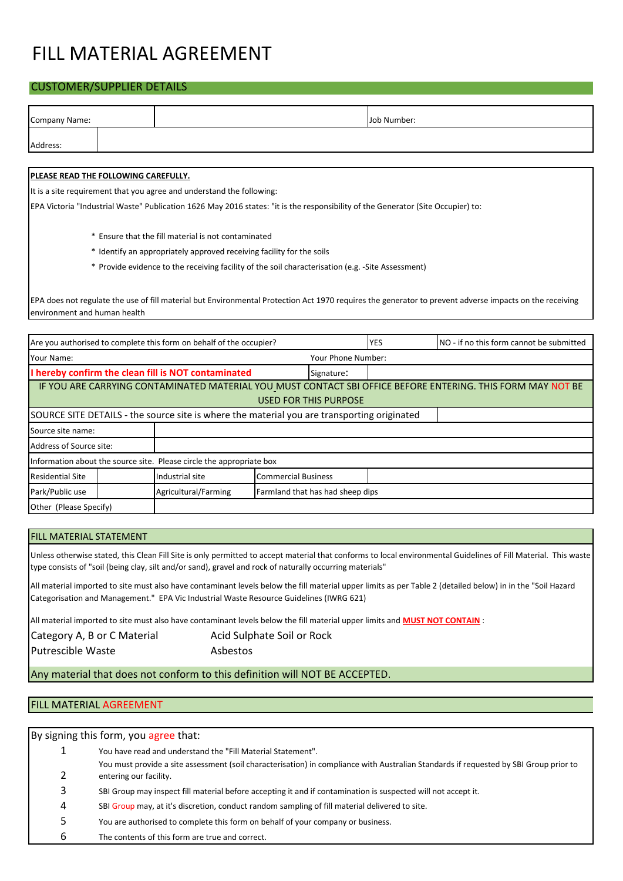# FILL MATERIAL AGREEMENT

## CUSTOMER/SUPPLIER DETAILS

| Company Name: | | Job Number: |
|---|---|---|
| Address: | | |

**PLEASE READ THE FOLLOWING CAREFULLY.**

It is a site requirement that you agree and understand the following:

EPA Victoria "Industrial Waste" Publication 1626 May 2016 states: "it is the responsibility of the Generator (Site Occupier) to:

* Ensure that the fill material is not contaminated
* Identify an appropriately approved receiving facility for the soils
* Provide evidence to the receiving facility of the soil characterisation (e.g. -Site Assessment)

EPA does not regulate the use of fill material but Environmental Protection Act 1970 requires the generator to prevent adverse impacts on the receiving environment and human health

| Are you authorised to complete this form on behalf of the occupier? | YES | NO - if no this form cannot be submitted |
|---|---|---|
| Your Name: | Your Phone Number: | |
| **I hereby confirm the clean fill is NOT contaminated** | Signature: | |

IF YOU ARE CARRYING CONTAMINATED MATERIAL YOU MUST CONTACT SBI OFFICE BEFORE ENTERING. THIS FORM MAY NOT BE USED FOR THIS PURPOSE

SOURCE SITE DETAILS - the source site is where the material you are transporting originated

| Source site name: | | | |
|---|---|---|---|
| Address of Source site: | | | |

Information about the source site. Please circle the appropriate box

| Residential Site | | Industrial site | Commercial Business | |
|---|---|---|---|---|
| Park/Public use | | Agricultural/Farming | Farmland that has had sheep dips | |
| Other (Please Specify) | | | | |

## FILL MATERIAL STATEMENT

Unless otherwise stated, this Clean Fill Site is only permitted to accept material that conforms to local environmental Guidelines of Fill Material. This waste type consists of "soil (being clay, silt and/or sand), gravel and rock of naturally occurring materials"

All material imported to site must also have contaminant levels below the fill material upper limits as per Table 2 (detailed below) in in the "Soil Hazard Categorisation and Management." EPA Vic Industrial Waste Resource Guidelines (IWRG 621)

All material imported to site must also have contaminant levels below the fill material upper limits and **MUST NOT CONTAIN** :

| | |
|---|---|
| Category A, B or C Material | Acid Sulphate Soil or Rock |
| Putrescible Waste | Asbestos |

Any material that does not conform to this definition will NOT BE ACCEPTED.

## FILL MATERIAL AGREEMENT

By signing this form, you agree that:

1. You have read and understand the "Fill Material Statement".
2. You must provide a site assessment (soil characterisation) in compliance with Australian Standards if requested by SBI Group prior to entering our facility.
3. SBI Group may inspect fill material before accepting it and if contamination is suspected will not accept it.
4. SBI Group may, at it's discretion, conduct random sampling of fill material delivered to site.
5. You are authorised to complete this form on behalf of your company or business.
6. The contents of this form are true and correct.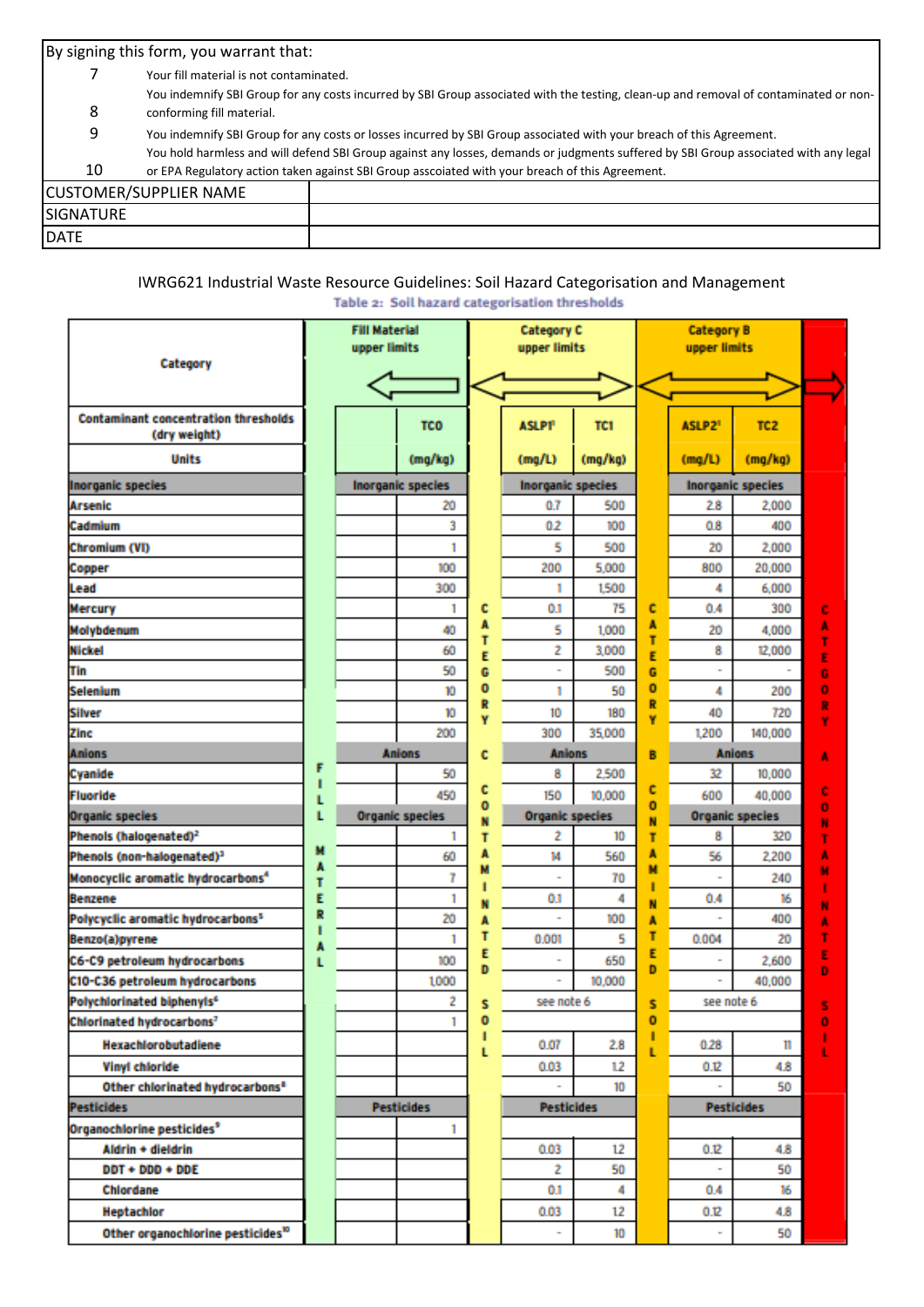| By signing this form, you warrant that: | |
|---|---|
| 7 | Your fill material is not contaminated. |
| 8 | You indemnify SBI Group for any costs incurred by SBI Group associated with the testing, clean-up and removal of contaminated or non-conforming fill material. |
| 9 | You indemnify SBI Group for any costs or losses incurred by SBI Group associated with your breach of this Agreement. |
| 10 | You hold harmless and will defend SBI Group against any losses, demands or judgments suffered by SBI Group associated with any legal or EPA Regulatory action taken against SBI Group asscoiated with your breach of this Agreement. |

| | |
|---|---|
| CUSTOMER/SUPPLIER NAME | |
| SIGNATURE | |
| DATE | |

## IWRG621 Industrial Waste Resource Guidelines: Soil Hazard Categorisation and Management

**Table 2: Soil hazard categorisation thresholds**

| Category | Fill Material upper limits | Category C upper limits | | Category B upper limits | | |
|---|---|---|---|---|---|---|
| Contaminant concentration thresholds (dry weight) | TC0 | ASLP1[1] | TC1 | ASLP2[1] | TC2 | |
| Units | (mg/kg) | (mg/L) | (mg/kg) | (mg/L) | (mg/kg) | |
| **Inorganic species** | **Inorganic species** | **Inorganic species** | | **Inorganic species** | | |
| Arsenic | 20 | 0.7 | 500 | 2.8 | 2,000 | |
| Cadmium | 3 | 0.2 | 100 | 0.8 | 400 | |
| Chromium (VI) | 1 | 5 | 500 | 20 | 2,000 | |
| Copper | 100 | 200 | 5,000 | 800 | 20,000 | |
| Lead | 300 | 1 | 1,500 | 4 | 6,000 | |
| Mercury | 1 | 0.1 | 75 | 0.4 | 300 | |
| Molybdenum | 40 | 5 | 1,000 | 20 | 4,000 | |
| Nickel | 60 | 2 | 3,000 | 8 | 12,000 | |
| Tin | 50 | - | 500 | - | - | |
| Selenium | 10 | 1 | 50 | 4 | 200 | |
| Silver | 10 | 10 | 180 | 40 | 720 | |
| Zinc | 200 | 300 | 35,000 | 1,200 | 140,000 | |
| **Anions** | **Anions** | **Anions** | | **Anions** | | |
| Cyanide | 50 | 8 | 2,500 | 32 | 10,000 | |
| Fluoride | 450 | 150 | 10,000 | 600 | 40,000 | |
| **Organic species** | **Organic species** | **Organic species** | | **Organic species** | | |
| Phenols (halogenated)[2] | 1 | 2 | 10 | 8 | 320 | |
| Phenols (non-halogenated)[3] | 60 | 14 | 560 | 56 | 2,200 | |
| Monocyclic aromatic hydrocarbons[4] | 7 | - | 70 | - | 240 | |
| Benzene | 1 | 0.1 | 4 | 0.4 | 16 | |
| Polycyclic aromatic hydrocarbons[5] | 20 | - | 100 | - | 400 | |
| Benzo(a)pyrene | 1 | 0.001 | 5 | 0.004 | 20 | |
| C6-C9 petroleum hydrocarbons | 100 | - | 650 | - | 2,600 | |
| C10-C36 petroleum hydrocarbons | 1,000 | - | 10,000 | - | 40,000 | |
| Polychlorinated biphenyls[6] | 2 | see note 6 | | see note 6 | | |
| Chlorinated hydrocarbons[7] | 1 | | | | | |
| Hexachlorobutadiene | | 0.07 | 2.8 | 0.28 | 11 | |
| Vinyl chloride | | 0.03 | 1.2 | 0.12 | 4.8 | |
| Other chlorinated hydrocarbons[8] | | - | 10 | - | 50 | |
| **Pesticides** | **Pesticides** | **Pesticides** | | **Pesticides** | | |
| Organochlorine pesticides[9] | 1 | | | | | |
| Aldrin + dieldrin | | 0.03 | 1.2 | 0.12 | 4.8 | |
| DDT + DDD + DDE | | 2 | 50 | - | 50 | |
| Chlordane | | 0.1 | 4 | 0.4 | 16 | |
| Heptachlor | | 0.03 | 1.2 | 0.12 | 4.8 | |
| Other organochlorine pesticides[10] | | - | 10 | - | 50 | |

Column bands (left to right): FILL MATERIAL | CATEGORY C CONTAMINATED SOIL | CATEGORY B CONTAMINATED SOIL | CATEGORY A CONTAMINATED SOIL